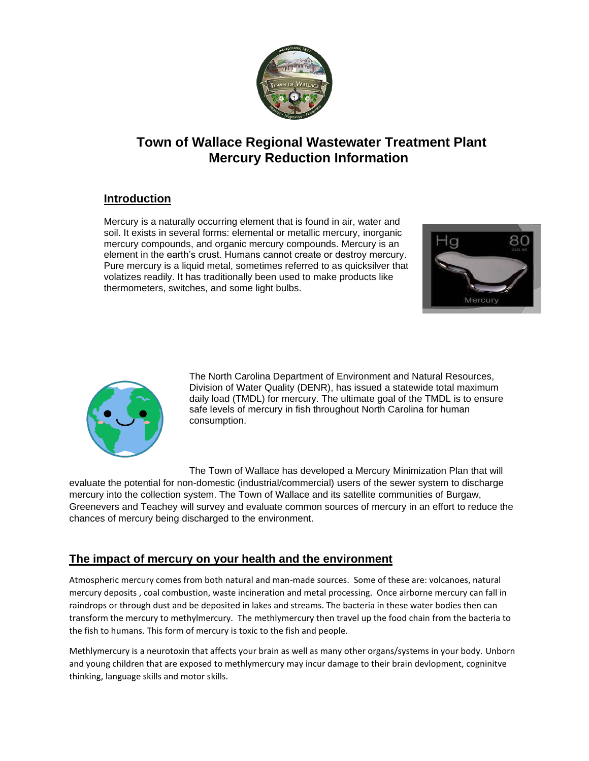# Town of Wallace Regional Wastewater Treatment Plant Mercury Reduction Information

## Introduction

Mercury is a naturally occurring element that is found in air, water and soil. It exists in several forms: elemental or metallic mercury, inorganic mercury compounds, and organic mercury compounds. Mercury is an element in the earth's crust. Humans cannot create or destroy mercury. Pure mercury is a liquid metal, sometimes referred to as quicksilver that volatizes readily. It has traditionally been used to make products like thermometers, switches, and some light bulbs.

The North Carolina Department of Environment and Natural Resources, Division of Water Quality (DENR), has issued a statewide total maximum daily load (TMDL) for mercury. The ultimate goal of the TMDL is to ensure safe levels of mercury in fish throughout North Carolina for human consumption.

The Town of Wallace has developed a Mercury Minimization Plan that will evaluate the potential for non-domestic (industrial/commercial) users of the sewer system to discharge mercury into the collection system. The Town of Wallace and its satellite communities of Burgaw, Greenevers and Teachey will survey and evaluate common sources of mercury in an effort to reduce the chances of mercury being discharged to the environment.

## The impact of mercury on your health and the environment

Atmospheric mercury comes from both natural and man-made sources. Some of these are: volcanoes, natural mercury deposits , coal combustion, waste incineration and metal processing. Once airborne mercury can fall in raindrops or through dust and be deposited in lakes and streams. The bacteria in these water bodies then can transform the mercury to methylmercury. The methlymercury then travel up the food chain from the bacteria to the fish to humans. This form of mercury is toxic to the fish and people.

Methlymercury is a neurotoxin that affects your brain as well as many other organs/systems in your body. Unborn and young children that are exposed to methlymercury may incur damage to their brain devlopment, cogninitve thinking, language skills and motor skills.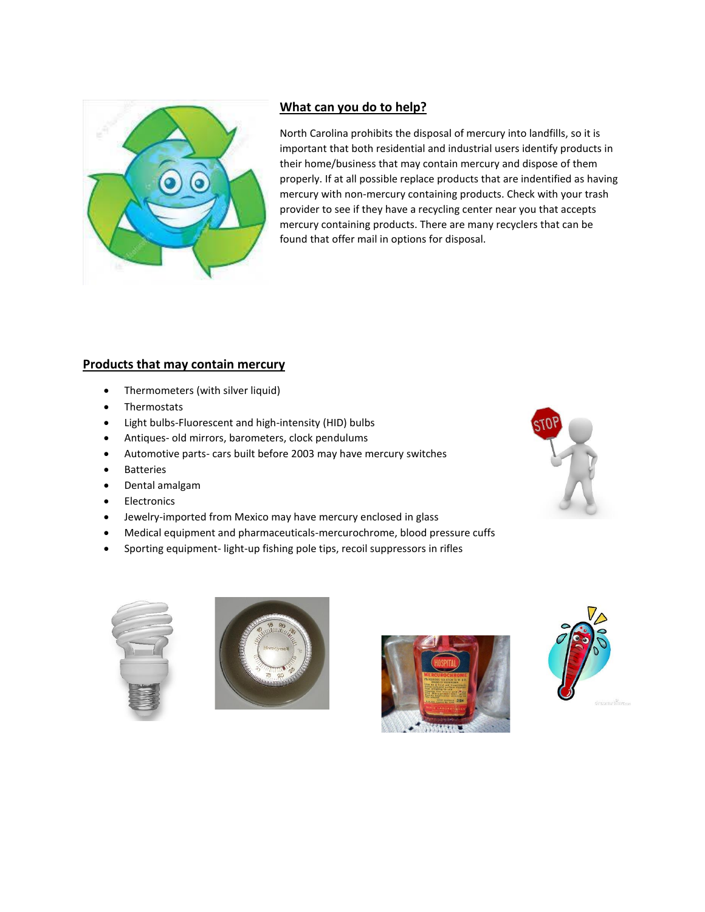## What can you do to help?

North Carolina prohibits the disposal of mercury into landfills, so it is important that both residential and industrial users identify products in their home/business that may contain mercury and dispose of them properly. If at all possible replace products that are indentified as having mercury with non-mercury containing products. Check with your trash provider to see if they have a recycling center near you that accepts mercury containing products. There are many recyclers that can be found that offer mail in options for disposal.

## Products that may contain mercury

- Thermometers (with silver liquid)
- Thermostats
- Light bulbs-Fluorescent and high-intensity (HID) bulbs
- Antiques- old mirrors, barometers, clock pendulums
- Automotive parts- cars built before 2003 may have mercury switches
- Batteries
- Dental amalgam
- Electronics
- Jewelry-imported from Mexico may have mercury enclosed in glass
- Medical equipment and pharmaceuticals-mercurochrome, blood pressure cuffs
- Sporting equipment- light-up fishing pole tips, recoil suppressors in rifles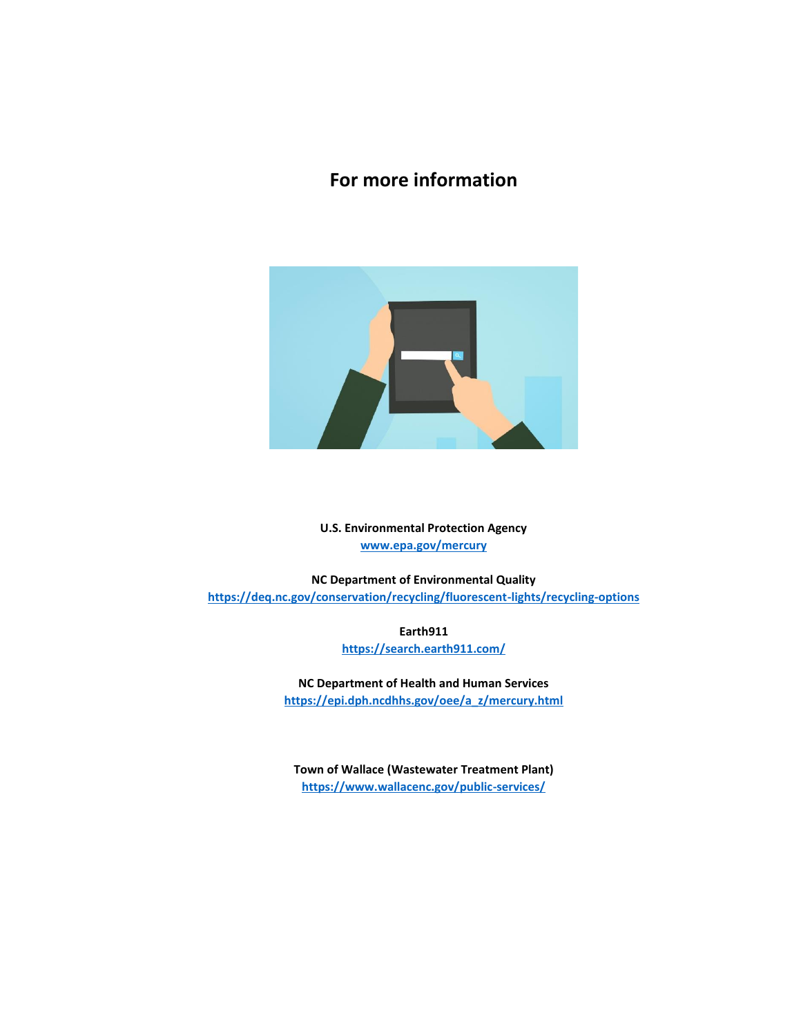# For more information

**U.S. Environmental Protection Agency**
[www.epa.gov/mercury](www.epa.gov/mercury)

**NC Department of Environmental Quality**
[https://deq.nc.gov/conservation/recycling/fluorescent-lights/recycling-options](https://deq.nc.gov/conservation/recycling/fluorescent-lights/recycling-options)

**Earth911**
[https://search.earth911.com/](https://search.earth911.com/)

**NC Department of Health and Human Services**
[https://epi.dph.ncdhhs.gov/oee/a_z/mercury.html](https://epi.dph.ncdhhs.gov/oee/a_z/mercury.html)

**Town of Wallace (Wastewater Treatment Plant)**
[https://www.wallacenc.gov/public-services/](https://www.wallacenc.gov/public-services/)